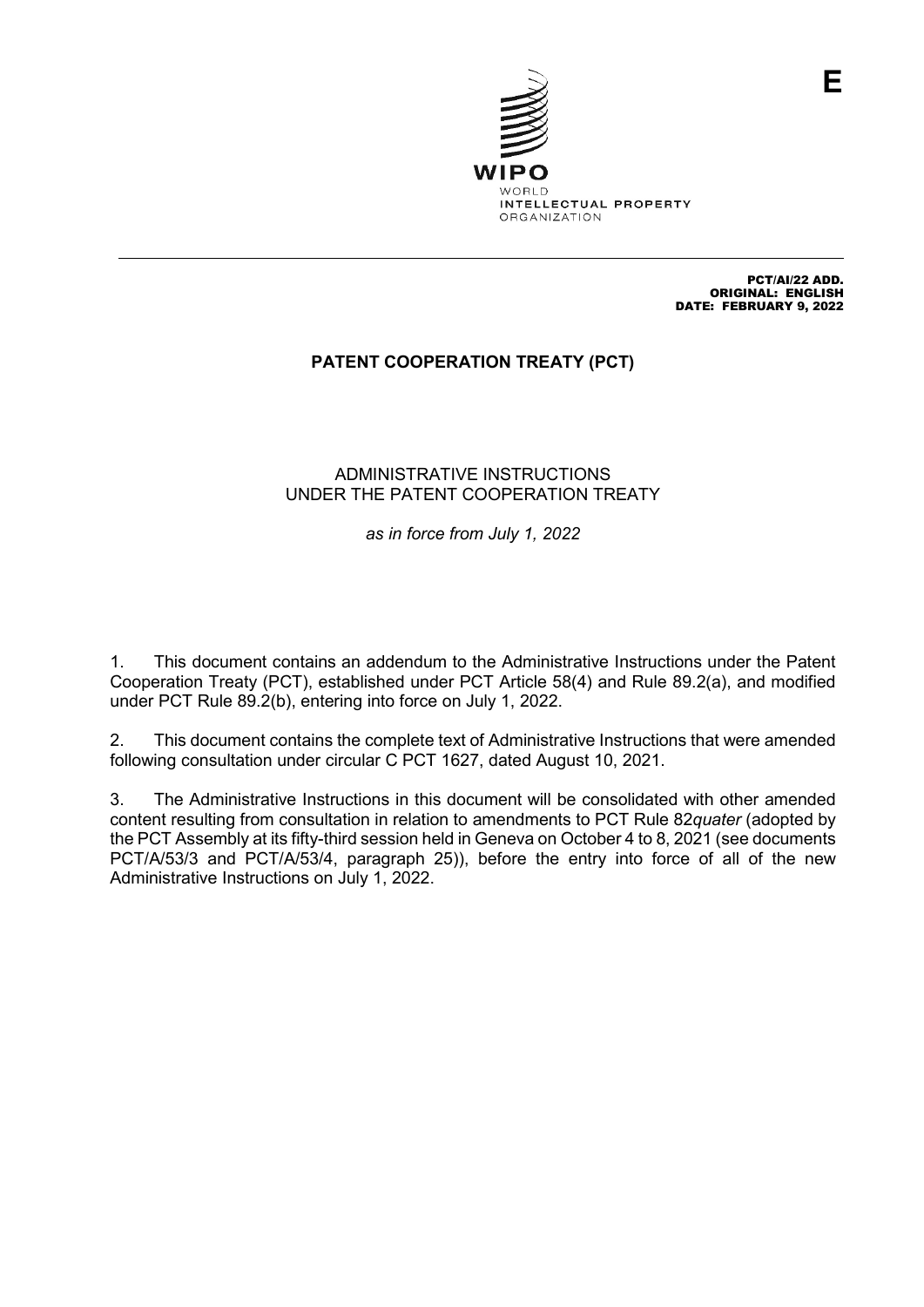E

WIPO
WORLD
INTELLECTUAL PROPERTY
ORGANIZATION

PCT/AI/22 ADD.
ORIGINAL: ENGLISH
DATE: FEBRUARY 9, 2022

# PATENT COOPERATION TREATY (PCT)

## ADMINISTRATIVE INSTRUCTIONS UNDER THE PATENT COOPERATION TREATY

*as in force from July 1, 2022*

1. This document contains an addendum to the Administrative Instructions under the Patent Cooperation Treaty (PCT), established under PCT Article 58(4) and Rule 89.2(a), and modified under PCT Rule 89.2(b), entering into force on July 1, 2022.

2. This document contains the complete text of Administrative Instructions that were amended following consultation under circular C PCT 1627, dated August 10, 2021.

3. The Administrative Instructions in this document will be consolidated with other amended content resulting from consultation in relation to amendments to PCT Rule 82*quater* (adopted by the PCT Assembly at its fifty-third session held in Geneva on October 4 to 8, 2021 (see documents PCT/A/53/3 and PCT/A/53/4, paragraph 25)), before the entry into force of all of the new Administrative Instructions on July 1, 2022.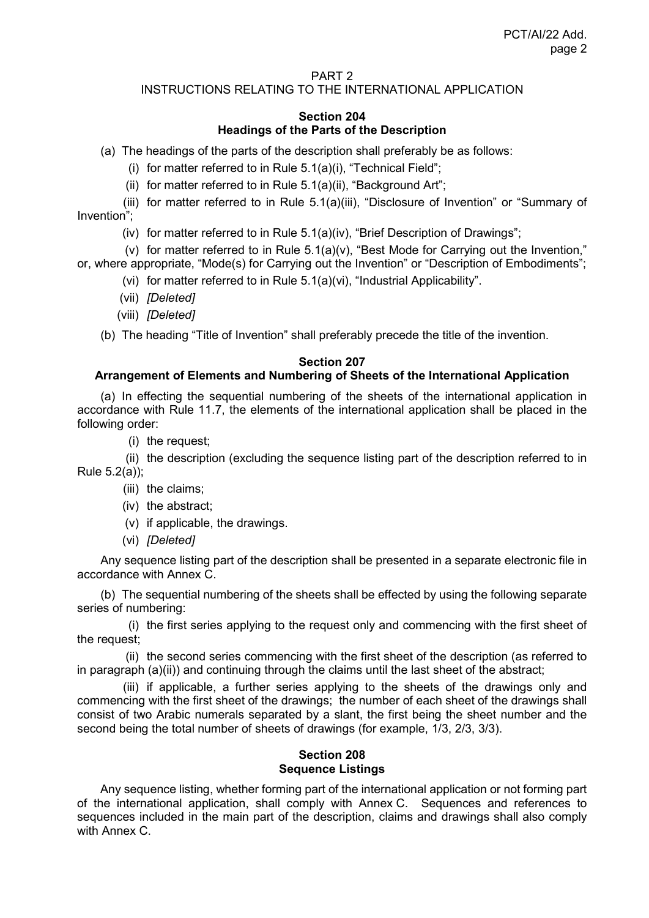PART 2

INSTRUCTIONS RELATING TO THE INTERNATIONAL APPLICATION

## Section 204
## Headings of the Parts of the Description

(a) The headings of the parts of the description shall preferably be as follows:

(i) for matter referred to in Rule 5.1(a)(i), “Technical Field”;

(ii) for matter referred to in Rule 5.1(a)(ii), “Background Art”;

(iii) for matter referred to in Rule 5.1(a)(iii), “Disclosure of Invention” or “Summary of Invention”;

(iv) for matter referred to in Rule 5.1(a)(iv), “Brief Description of Drawings”;

(v) for matter referred to in Rule 5.1(a)(v), “Best Mode for Carrying out the Invention,” or, where appropriate, “Mode(s) for Carrying out the Invention” or “Description of Embodiments”;

(vi) for matter referred to in Rule 5.1(a)(vi), “Industrial Applicability”.

(vii) *[Deleted]*

(viii) *[Deleted]*

(b) The heading “Title of Invention” shall preferably precede the title of the invention.

## Section 207
## Arrangement of Elements and Numbering of Sheets of the International Application

(a) In effecting the sequential numbering of the sheets of the international application in accordance with Rule 11.7, the elements of the international application shall be placed in the following order:

(i) the request;

(ii) the description (excluding the sequence listing part of the description referred to in Rule 5.2(a));

(iii) the claims;

(iv) the abstract;

(v) if applicable, the drawings.

(vi) *[Deleted]*

Any sequence listing part of the description shall be presented in a separate electronic file in accordance with Annex C.

(b) The sequential numbering of the sheets shall be effected by using the following separate series of numbering:

(i) the first series applying to the request only and commencing with the first sheet of the request;

(ii) the second series commencing with the first sheet of the description (as referred to in paragraph (a)(ii)) and continuing through the claims until the last sheet of the abstract;

(iii) if applicable, a further series applying to the sheets of the drawings only and commencing with the first sheet of the drawings; the number of each sheet of the drawings shall consist of two Arabic numerals separated by a slant, the first being the sheet number and the second being the total number of sheets of drawings (for example, 1/3, 2/3, 3/3).

## Section 208
## Sequence Listings

Any sequence listing, whether forming part of the international application or not forming part of the international application, shall comply with Annex C. Sequences and references to sequences included in the main part of the description, claims and drawings shall also comply with Annex C.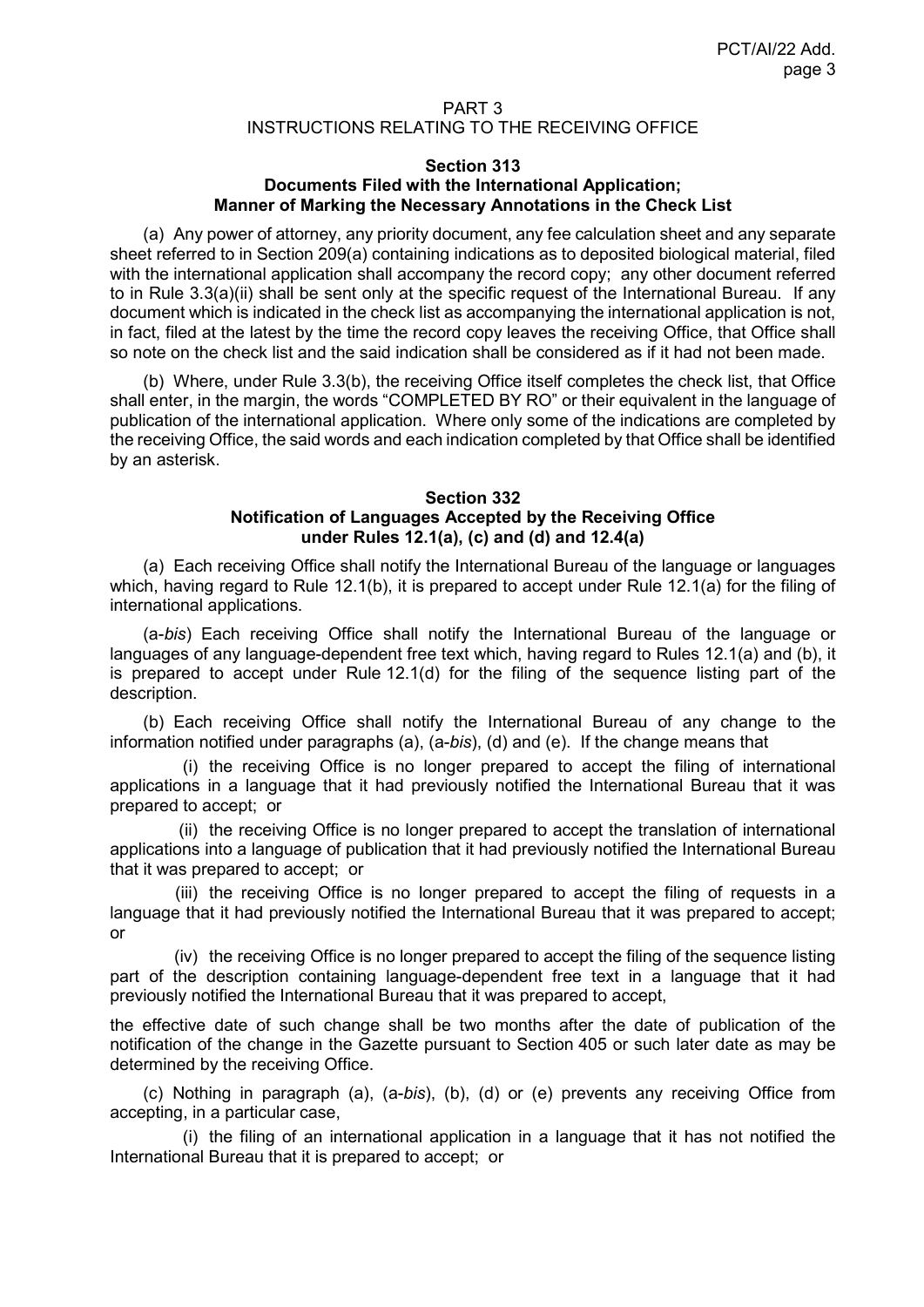## PART 3
## INSTRUCTIONS RELATING TO THE RECEIVING OFFICE

### Section 313
### Documents Filed with the International Application; Manner of Marking the Necessary Annotations in the Check List

(a) Any power of attorney, any priority document, any fee calculation sheet and any separate sheet referred to in Section 209(a) containing indications as to deposited biological material, filed with the international application shall accompany the record copy; any other document referred to in Rule 3.3(a)(ii) shall be sent only at the specific request of the International Bureau. If any document which is indicated in the check list as accompanying the international application is not, in fact, filed at the latest by the time the record copy leaves the receiving Office, that Office shall so note on the check list and the said indication shall be considered as if it had not been made.

(b) Where, under Rule 3.3(b), the receiving Office itself completes the check list, that Office shall enter, in the margin, the words "COMPLETED BY RO" or their equivalent in the language of publication of the international application. Where only some of the indications are completed by the receiving Office, the said words and each indication completed by that Office shall be identified by an asterisk.

### Section 332
### Notification of Languages Accepted by the Receiving Office under Rules 12.1(a), (c) and (d) and 12.4(a)

(a) Each receiving Office shall notify the International Bureau of the language or languages which, having regard to Rule 12.1(b), it is prepared to accept under Rule 12.1(a) for the filing of international applications.

(a-*bis*) Each receiving Office shall notify the International Bureau of the language or languages of any language-dependent free text which, having regard to Rules 12.1(a) and (b), it is prepared to accept under Rule 12.1(d) for the filing of the sequence listing part of the description.

(b) Each receiving Office shall notify the International Bureau of any change to the information notified under paragraphs (a), (a-*bis*), (d) and (e). If the change means that

(i) the receiving Office is no longer prepared to accept the filing of international applications in a language that it had previously notified the International Bureau that it was prepared to accept; or

(ii) the receiving Office is no longer prepared to accept the translation of international applications into a language of publication that it had previously notified the International Bureau that it was prepared to accept; or

(iii) the receiving Office is no longer prepared to accept the filing of requests in a language that it had previously notified the International Bureau that it was prepared to accept; or

(iv) the receiving Office is no longer prepared to accept the filing of the sequence listing part of the description containing language-dependent free text in a language that it had previously notified the International Bureau that it was prepared to accept,

the effective date of such change shall be two months after the date of publication of the notification of the change in the Gazette pursuant to Section 405 or such later date as may be determined by the receiving Office.

(c) Nothing in paragraph (a), (a-*bis*), (b), (d) or (e) prevents any receiving Office from accepting, in a particular case,

(i) the filing of an international application in a language that it has not notified the International Bureau that it is prepared to accept; or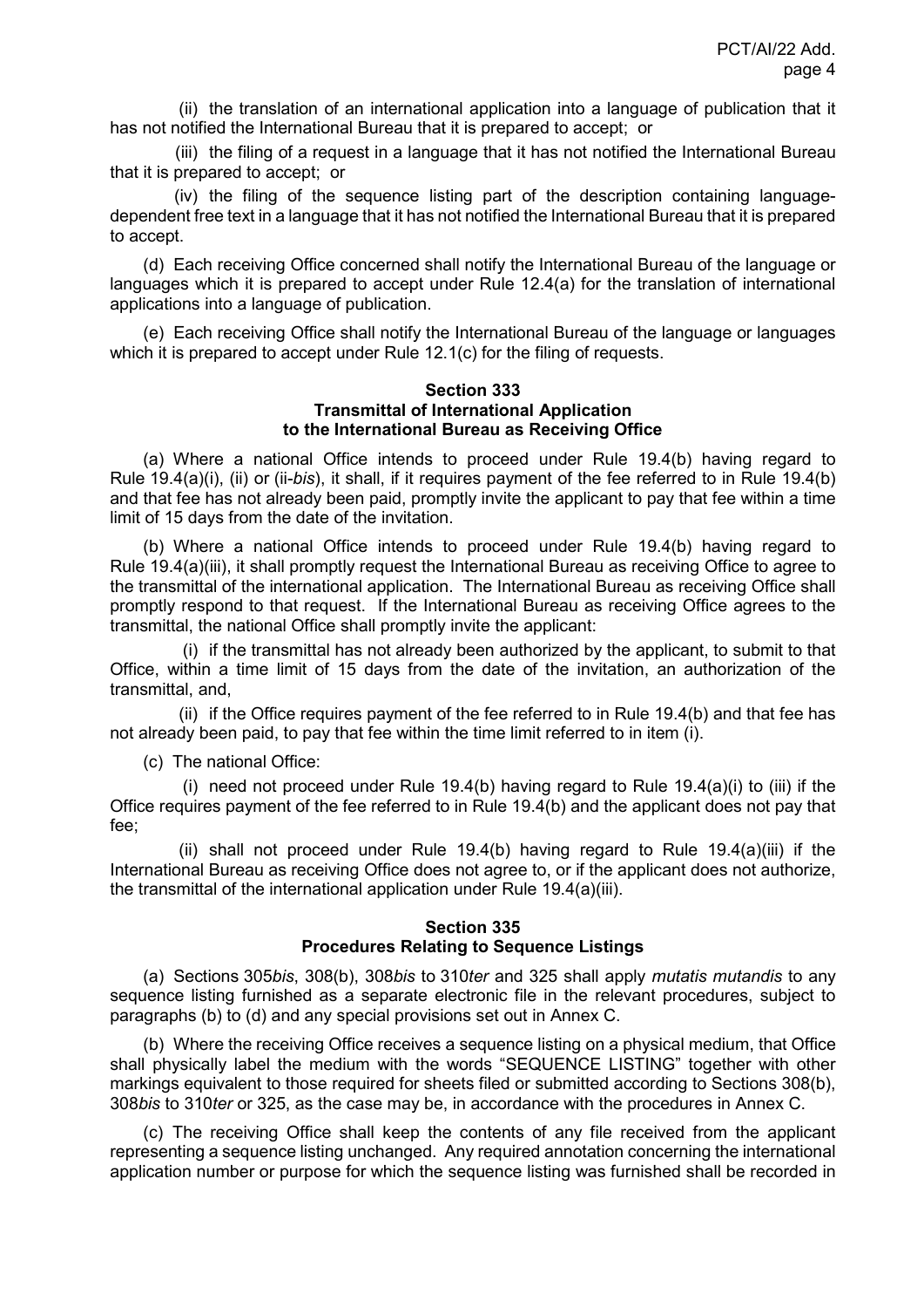(ii) the translation of an international application into a language of publication that it has not notified the International Bureau that it is prepared to accept; or

(iii) the filing of a request in a language that it has not notified the International Bureau that it is prepared to accept; or

(iv) the filing of the sequence listing part of the description containing language-dependent free text in a language that it has not notified the International Bureau that it is prepared to accept.

(d) Each receiving Office concerned shall notify the International Bureau of the language or languages which it is prepared to accept under Rule 12.4(a) for the translation of international applications into a language of publication.

(e) Each receiving Office shall notify the International Bureau of the language or languages which it is prepared to accept under Rule 12.1(c) for the filing of requests.

**Section 333**
**Transmittal of International Application to the International Bureau as Receiving Office**

(a) Where a national Office intends to proceed under Rule 19.4(b) having regard to Rule 19.4(a)(i), (ii) or (ii-*bis*), it shall, if it requires payment of the fee referred to in Rule 19.4(b) and that fee has not already been paid, promptly invite the applicant to pay that fee within a time limit of 15 days from the date of the invitation.

(b) Where a national Office intends to proceed under Rule 19.4(b) having regard to Rule 19.4(a)(iii), it shall promptly request the International Bureau as receiving Office to agree to the transmittal of the international application. The International Bureau as receiving Office shall promptly respond to that request. If the International Bureau as receiving Office agrees to the transmittal, the national Office shall promptly invite the applicant:

(i) if the transmittal has not already been authorized by the applicant, to submit to that Office, within a time limit of 15 days from the date of the invitation, an authorization of the transmittal, and,

(ii) if the Office requires payment of the fee referred to in Rule 19.4(b) and that fee has not already been paid, to pay that fee within the time limit referred to in item (i).

(c) The national Office:

(i) need not proceed under Rule 19.4(b) having regard to Rule 19.4(a)(i) to (iii) if the Office requires payment of the fee referred to in Rule 19.4(b) and the applicant does not pay that fee;

(ii) shall not proceed under Rule 19.4(b) having regard to Rule 19.4(a)(iii) if the International Bureau as receiving Office does not agree to, or if the applicant does not authorize, the transmittal of the international application under Rule 19.4(a)(iii).

**Section 335**
**Procedures Relating to Sequence Listings**

(a) Sections 305*bis*, 308(b), 308*bis* to 310*ter* and 325 shall apply *mutatis mutandis* to any sequence listing furnished as a separate electronic file in the relevant procedures, subject to paragraphs (b) to (d) and any special provisions set out in Annex C.

(b) Where the receiving Office receives a sequence listing on a physical medium, that Office shall physically label the medium with the words "SEQUENCE LISTING" together with other markings equivalent to those required for sheets filed or submitted according to Sections 308(b), 308*bis* to 310*ter* or 325, as the case may be, in accordance with the procedures in Annex C.

(c) The receiving Office shall keep the contents of any file received from the applicant representing a sequence listing unchanged. Any required annotation concerning the international application number or purpose for which the sequence listing was furnished shall be recorded in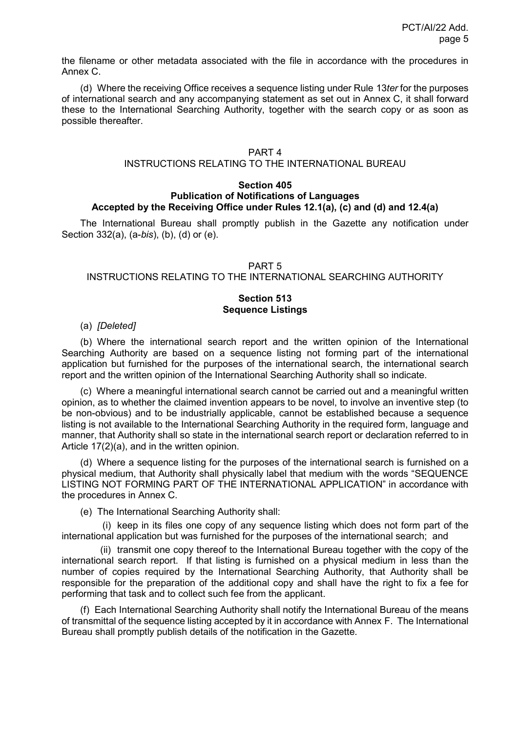the filename or other metadata associated with the file in accordance with the procedures in Annex C.

(d) Where the receiving Office receives a sequence listing under Rule 13*ter* for the purposes of international search and any accompanying statement as set out in Annex C, it shall forward these to the International Searching Authority, together with the search copy or as soon as possible thereafter.

## PART 4
## INSTRUCTIONS RELATING TO THE INTERNATIONAL BUREAU

### Section 405
### Publication of Notifications of Languages Accepted by the Receiving Office under Rules 12.1(a), (c) and (d) and 12.4(a)

The International Bureau shall promptly publish in the Gazette any notification under Section 332(a), (a-*bis*), (b), (d) or (e).

## PART 5
## INSTRUCTIONS RELATING TO THE INTERNATIONAL SEARCHING AUTHORITY

### Section 513
### Sequence Listings

(a) *[Deleted]*

(b) Where the international search report and the written opinion of the International Searching Authority are based on a sequence listing not forming part of the international application but furnished for the purposes of the international search, the international search report and the written opinion of the International Searching Authority shall so indicate.

(c) Where a meaningful international search cannot be carried out and a meaningful written opinion, as to whether the claimed invention appears to be novel, to involve an inventive step (to be non-obvious) and to be industrially applicable, cannot be established because a sequence listing is not available to the International Searching Authority in the required form, language and manner, that Authority shall so state in the international search report or declaration referred to in Article 17(2)(a), and in the written opinion.

(d) Where a sequence listing for the purposes of the international search is furnished on a physical medium, that Authority shall physically label that medium with the words "SEQUENCE LISTING NOT FORMING PART OF THE INTERNATIONAL APPLICATION" in accordance with the procedures in Annex C.

(e) The International Searching Authority shall:

(i) keep in its files one copy of any sequence listing which does not form part of the international application but was furnished for the purposes of the international search; and

(ii) transmit one copy thereof to the International Bureau together with the copy of the international search report. If that listing is furnished on a physical medium in less than the number of copies required by the International Searching Authority, that Authority shall be responsible for the preparation of the additional copy and shall have the right to fix a fee for performing that task and to collect such fee from the applicant.

(f) Each International Searching Authority shall notify the International Bureau of the means of transmittal of the sequence listing accepted by it in accordance with Annex F. The International Bureau shall promptly publish details of the notification in the Gazette.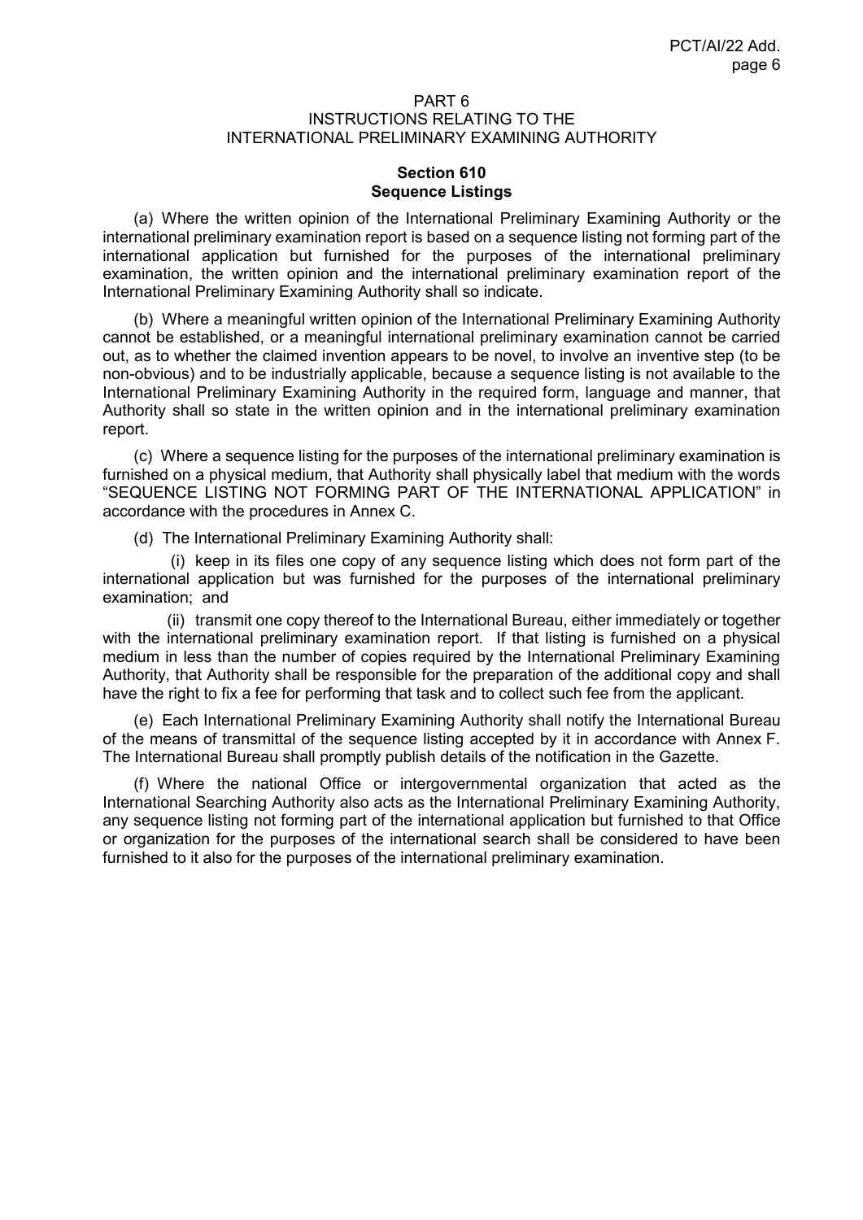# PART 6
# INSTRUCTIONS RELATING TO THE INTERNATIONAL PRELIMINARY EXAMINING AUTHORITY

## Section 610
## Sequence Listings

(a) Where the written opinion of the International Preliminary Examining Authority or the international preliminary examination report is based on a sequence listing not forming part of the international application but furnished for the purposes of the international preliminary examination, the written opinion and the international preliminary examination report of the International Preliminary Examining Authority shall so indicate.

(b) Where a meaningful written opinion of the International Preliminary Examining Authority cannot be established, or a meaningful international preliminary examination cannot be carried out, as to whether the claimed invention appears to be novel, to involve an inventive step (to be non-obvious) and to be industrially applicable, because a sequence listing is not available to the International Preliminary Examining Authority in the required form, language and manner, that Authority shall so state in the written opinion and in the international preliminary examination report.

(c) Where a sequence listing for the purposes of the international preliminary examination is furnished on a physical medium, that Authority shall physically label that medium with the words "SEQUENCE LISTING NOT FORMING PART OF THE INTERNATIONAL APPLICATION" in accordance with the procedures in Annex C.

(d) The International Preliminary Examining Authority shall:

(i) keep in its files one copy of any sequence listing which does not form part of the international application but was furnished for the purposes of the international preliminary examination; and

(ii) transmit one copy thereof to the International Bureau, either immediately or together with the international preliminary examination report. If that listing is furnished on a physical medium in less than the number of copies required by the International Preliminary Examining Authority, that Authority shall be responsible for the preparation of the additional copy and shall have the right to fix a fee for performing that task and to collect such fee from the applicant.

(e) Each International Preliminary Examining Authority shall notify the International Bureau of the means of transmittal of the sequence listing accepted by it in accordance with Annex F. The International Bureau shall promptly publish details of the notification in the Gazette.

(f) Where the national Office or intergovernmental organization that acted as the International Searching Authority also acts as the International Preliminary Examining Authority, any sequence listing not forming part of the international application but furnished to that Office or organization for the purposes of the international search shall be considered to have been furnished to it also for the purposes of the international preliminary examination.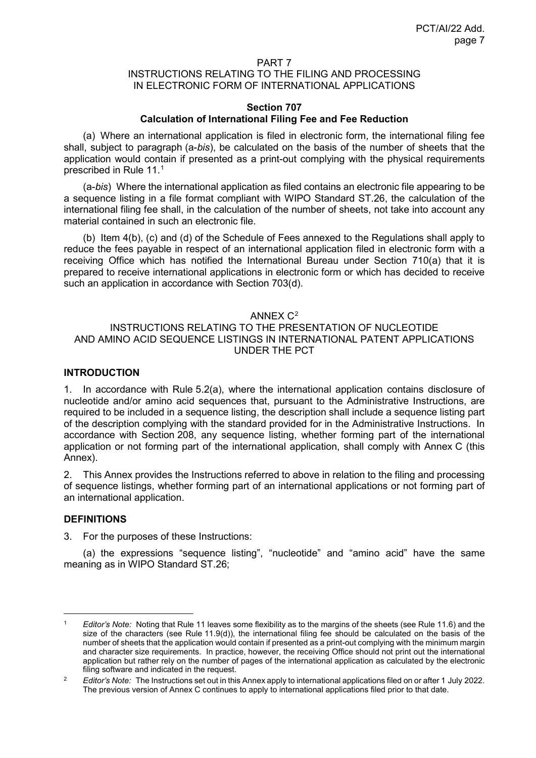PART 7
INSTRUCTIONS RELATING TO THE FILING AND PROCESSING
IN ELECTRONIC FORM OF INTERNATIONAL APPLICATIONS

### Section 707
### Calculation of International Filing Fee and Fee Reduction

(a) Where an international application is filed in electronic form, the international filing fee shall, subject to paragraph (a-*bis*), be calculated on the basis of the number of sheets that the application would contain if presented as a print-out complying with the physical requirements prescribed in Rule 11.[1]

(a-*bis*) Where the international application as filed contains an electronic file appearing to be a sequence listing in a file format compliant with WIPO Standard ST.26, the calculation of the international filing fee shall, in the calculation of the number of sheets, not take into account any material contained in such an electronic file.

(b) Item 4(b), (c) and (d) of the Schedule of Fees annexed to the Regulations shall apply to reduce the fees payable in respect of an international application filed in electronic form with a receiving Office which has notified the International Bureau under Section 710(a) that it is prepared to receive international applications in electronic form or which has decided to receive such an application in accordance with Section 703(d).

ANNEX C[2]
INSTRUCTIONS RELATING TO THE PRESENTATION OF NUCLEOTIDE
AND AMINO ACID SEQUENCE LISTINGS IN INTERNATIONAL PATENT APPLICATIONS
UNDER THE PCT

## INTRODUCTION

1. In accordance with Rule 5.2(a), where the international application contains disclosure of nucleotide and/or amino acid sequences that, pursuant to the Administrative Instructions, are required to be included in a sequence listing, the description shall include a sequence listing part of the description complying with the standard provided for in the Administrative Instructions. In accordance with Section 208, any sequence listing, whether forming part of the international application or not forming part of the international application, shall comply with Annex C (this Annex).

2. This Annex provides the Instructions referred to above in relation to the filing and processing of sequence listings, whether forming part of an international applications or not forming part of an international application.

## DEFINITIONS

3. For the purposes of these Instructions:

(a) the expressions "sequence listing", "nucleotide" and "amino acid" have the same meaning as in WIPO Standard ST.26;

---

[1] *Editor's Note:* Noting that Rule 11 leaves some flexibility as to the margins of the sheets (see Rule 11.6) and the size of the characters (see Rule 11.9(d)), the international filing fee should be calculated on the basis of the number of sheets that the application would contain if presented as a print-out complying with the minimum margin and character size requirements. In practice, however, the receiving Office should not print out the international application but rather rely on the number of pages of the international application as calculated by the electronic filing software and indicated in the request.

[2] *Editor's Note:* The Instructions set out in this Annex apply to international applications filed on or after 1 July 2022. The previous version of Annex C continues to apply to international applications filed prior to that date.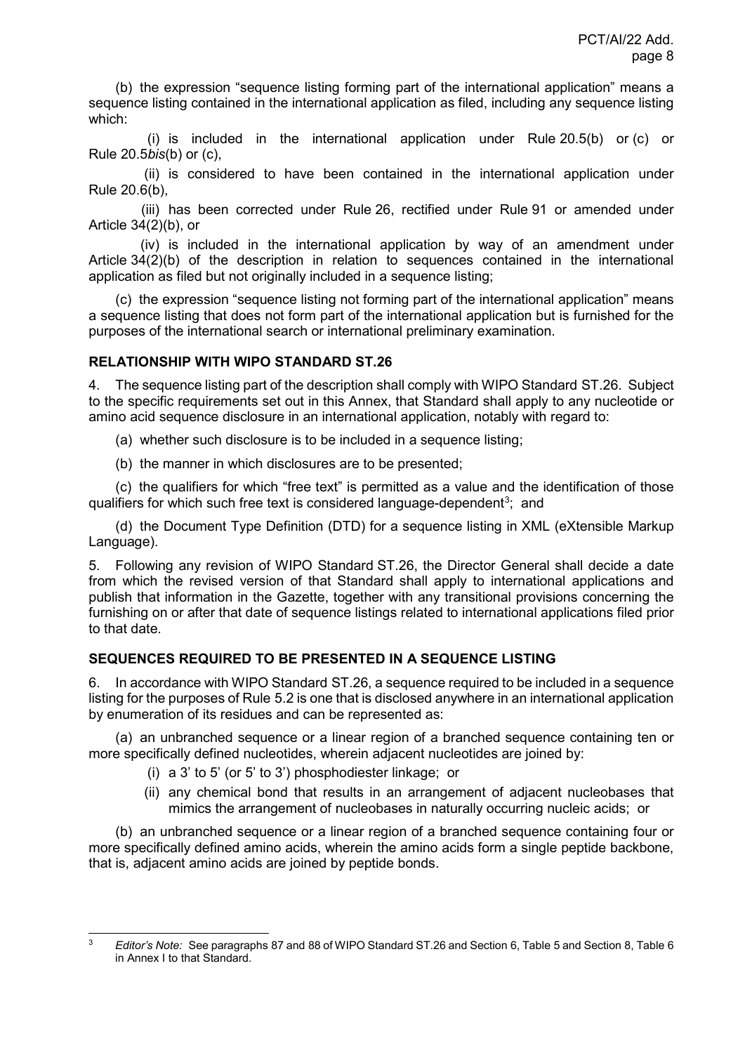(b) the expression "sequence listing forming part of the international application" means a sequence listing contained in the international application as filed, including any sequence listing which:

(i) is included in the international application under Rule 20.5(b) or (c) or Rule 20.5*bis*(b) or (c),

(ii) is considered to have been contained in the international application under Rule 20.6(b),

(iii) has been corrected under Rule 26, rectified under Rule 91 or amended under Article 34(2)(b), or

(iv) is included in the international application by way of an amendment under Article 34(2)(b) of the description in relation to sequences contained in the international application as filed but not originally included in a sequence listing;

(c) the expression "sequence listing not forming part of the international application" means a sequence listing that does not form part of the international application but is furnished for the purposes of the international search or international preliminary examination.

**RELATIONSHIP WITH WIPO STANDARD ST.26**

4. The sequence listing part of the description shall comply with WIPO Standard ST.26. Subject to the specific requirements set out in this Annex, that Standard shall apply to any nucleotide or amino acid sequence disclosure in an international application, notably with regard to:

(a) whether such disclosure is to be included in a sequence listing;

(b) the manner in which disclosures are to be presented;

(c) the qualifiers for which "free text" is permitted as a value and the identification of those qualifiers for which such free text is considered language-dependent[3]; and

(d) the Document Type Definition (DTD) for a sequence listing in XML (eXtensible Markup Language).

5. Following any revision of WIPO Standard ST.26, the Director General shall decide a date from which the revised version of that Standard shall apply to international applications and publish that information in the Gazette, together with any transitional provisions concerning the furnishing on or after that date of sequence listings related to international applications filed prior to that date.

**SEQUENCES REQUIRED TO BE PRESENTED IN A SEQUENCE LISTING**

6. In accordance with WIPO Standard ST.26, a sequence required to be included in a sequence listing for the purposes of Rule 5.2 is one that is disclosed anywhere in an international application by enumeration of its residues and can be represented as:

(a) an unbranched sequence or a linear region of a branched sequence containing ten or more specifically defined nucleotides, wherein adjacent nucleotides are joined by:

(i) a 3' to 5' (or 5' to 3') phosphodiester linkage; or

(ii) any chemical bond that results in an arrangement of adjacent nucleobases that mimics the arrangement of nucleobases in naturally occurring nucleic acids; or

(b) an unbranched sequence or a linear region of a branched sequence containing four or more specifically defined amino acids, wherein the amino acids form a single peptide backbone, that is, adjacent amino acids are joined by peptide bonds.

---

[3] *Editor's Note:* See paragraphs 87 and 88 of WIPO Standard ST.26 and Section 6, Table 5 and Section 8, Table 6 in Annex I to that Standard.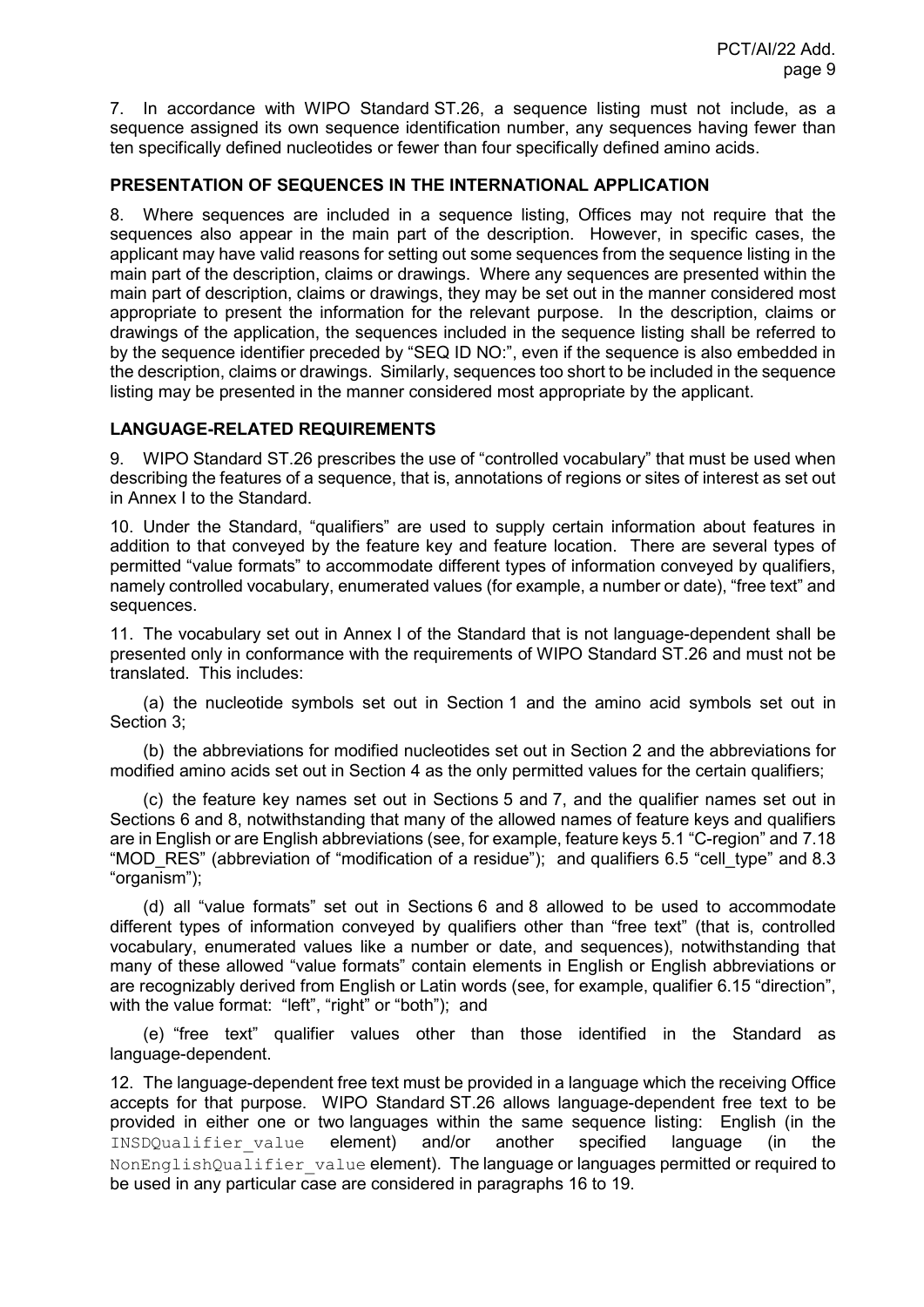7. In accordance with WIPO Standard ST.26, a sequence listing must not include, as a sequence assigned its own sequence identification number, any sequences having fewer than ten specifically defined nucleotides or fewer than four specifically defined amino acids.

## PRESENTATION OF SEQUENCES IN THE INTERNATIONAL APPLICATION

8. Where sequences are included in a sequence listing, Offices may not require that the sequences also appear in the main part of the description. However, in specific cases, the applicant may have valid reasons for setting out some sequences from the sequence listing in the main part of the description, claims or drawings. Where any sequences are presented within the main part of description, claims or drawings, they may be set out in the manner considered most appropriate to present the information for the relevant purpose. In the description, claims or drawings of the application, the sequences included in the sequence listing shall be referred to by the sequence identifier preceded by "SEQ ID NO:", even if the sequence is also embedded in the description, claims or drawings. Similarly, sequences too short to be included in the sequence listing may be presented in the manner considered most appropriate by the applicant.

## LANGUAGE-RELATED REQUIREMENTS

9. WIPO Standard ST.26 prescribes the use of "controlled vocabulary" that must be used when describing the features of a sequence, that is, annotations of regions or sites of interest as set out in Annex I to the Standard.

10. Under the Standard, "qualifiers" are used to supply certain information about features in addition to that conveyed by the feature key and feature location. There are several types of permitted "value formats" to accommodate different types of information conveyed by qualifiers, namely controlled vocabulary, enumerated values (for example, a number or date), "free text" and sequences.

11. The vocabulary set out in Annex I of the Standard that is not language-dependent shall be presented only in conformance with the requirements of WIPO Standard ST.26 and must not be translated. This includes:

(a) the nucleotide symbols set out in Section 1 and the amino acid symbols set out in Section 3;

(b) the abbreviations for modified nucleotides set out in Section 2 and the abbreviations for modified amino acids set out in Section 4 as the only permitted values for the certain qualifiers;

(c) the feature key names set out in Sections 5 and 7, and the qualifier names set out in Sections 6 and 8, notwithstanding that many of the allowed names of feature keys and qualifiers are in English or are English abbreviations (see, for example, feature keys 5.1 "C-region" and 7.18 "MOD_RES" (abbreviation of "modification of a residue"); and qualifiers 6.5 "cell_type" and 8.3 "organism");

(d) all "value formats" set out in Sections 6 and 8 allowed to be used to accommodate different types of information conveyed by qualifiers other than "free text" (that is, controlled vocabulary, enumerated values like a number or date, and sequences), notwithstanding that many of these allowed "value formats" contain elements in English or English abbreviations or are recognizably derived from English or Latin words (see, for example, qualifier 6.15 "direction", with the value format: "left", "right" or "both"); and

(e) "free text" qualifier values other than those identified in the Standard as language-dependent.

12. The language-dependent free text must be provided in a language which the receiving Office accepts for that purpose. WIPO Standard ST.26 allows language-dependent free text to be provided in either one or two languages within the same sequence listing: English (in the `INSDQualifier_value` element) and/or another specified language (in the `NonEnglishQualifier_value` element). The language or languages permitted or required to be used in any particular case are considered in paragraphs 16 to 19.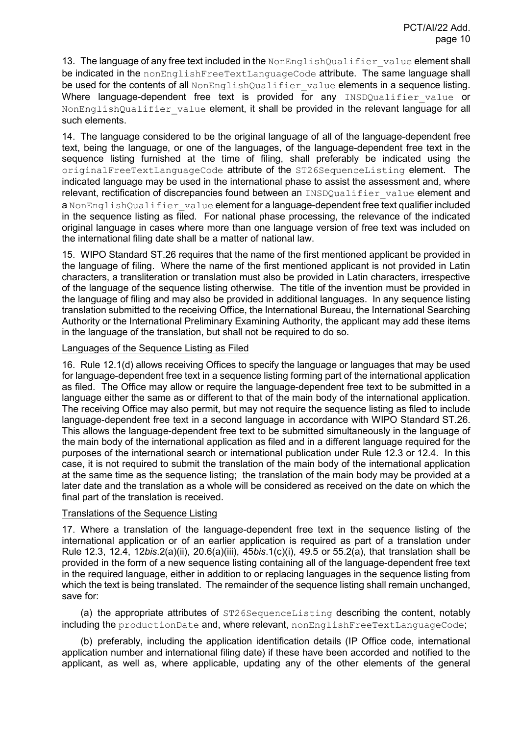13. The language of any free text included in the `NonEnglishQualifier_value` element shall be indicated in the `nonEnglishFreeTextLanguageCode` attribute. The same language shall be used for the contents of all `NonEnglishQualifier_value` elements in a sequence listing. Where language-dependent free text is provided for any `INSDQualifier_value` or `NonEnglishQualifier_value` element, it shall be provided in the relevant language for all such elements.

14. The language considered to be the original language of all of the language-dependent free text, being the language, or one of the languages, of the language-dependent free text in the sequence listing furnished at the time of filing, shall preferably be indicated using the `originalFreeTextLanguageCode` attribute of the `ST26SequenceListing` element. The indicated language may be used in the international phase to assist the assessment and, where relevant, rectification of discrepancies found between an `INSDQualifier_value` element and a `NonEnglishQualifier_value` element for a language-dependent free text qualifier included in the sequence listing as filed. For national phase processing, the relevance of the indicated original language in cases where more than one language version of free text was included on the international filing date shall be a matter of national law.

15. WIPO Standard ST.26 requires that the name of the first mentioned applicant be provided in the language of filing. Where the name of the first mentioned applicant is not provided in Latin characters, a transliteration or translation must also be provided in Latin characters, irrespective of the language of the sequence listing otherwise. The title of the invention must be provided in the language of filing and may also be provided in additional languages. In any sequence listing translation submitted to the receiving Office, the International Bureau, the International Searching Authority or the International Preliminary Examining Authority, the applicant may add these items in the language of the translation, but shall not be required to do so.

Languages of the Sequence Listing as Filed

16. Rule 12.1(d) allows receiving Offices to specify the language or languages that may be used for language-dependent free text in a sequence listing forming part of the international application as filed. The Office may allow or require the language-dependent free text to be submitted in a language either the same as or different to that of the main body of the international application. The receiving Office may also permit, but may not require the sequence listing as filed to include language-dependent free text in a second language in accordance with WIPO Standard ST.26. This allows the language-dependent free text to be submitted simultaneously in the language of the main body of the international application as filed and in a different language required for the purposes of the international search or international publication under Rule 12.3 or 12.4. In this case, it is not required to submit the translation of the main body of the international application at the same time as the sequence listing; the translation of the main body may be provided at a later date and the translation as a whole will be considered as received on the date on which the final part of the translation is received.

Translations of the Sequence Listing

17. Where a translation of the language-dependent free text in the sequence listing of the international application or of an earlier application is required as part of a translation under Rule 12.3, 12.4, 12*bis*.2(a)(ii), 20.6(a)(iii), 45*bis*.1(c)(i), 49.5 or 55.2(a), that translation shall be provided in the form of a new sequence listing containing all of the language-dependent free text in the required language, either in addition to or replacing languages in the sequence listing from which the text is being translated. The remainder of the sequence listing shall remain unchanged, save for:

(a) the appropriate attributes of `ST26SequenceListing` describing the content, notably including the `productionDate` and, where relevant, `nonEnglishFreeTextLanguageCode`;

(b) preferably, including the application identification details (IP Office code, international application number and international filing date) if these have been accorded and notified to the applicant, as well as, where applicable, updating any of the other elements of the general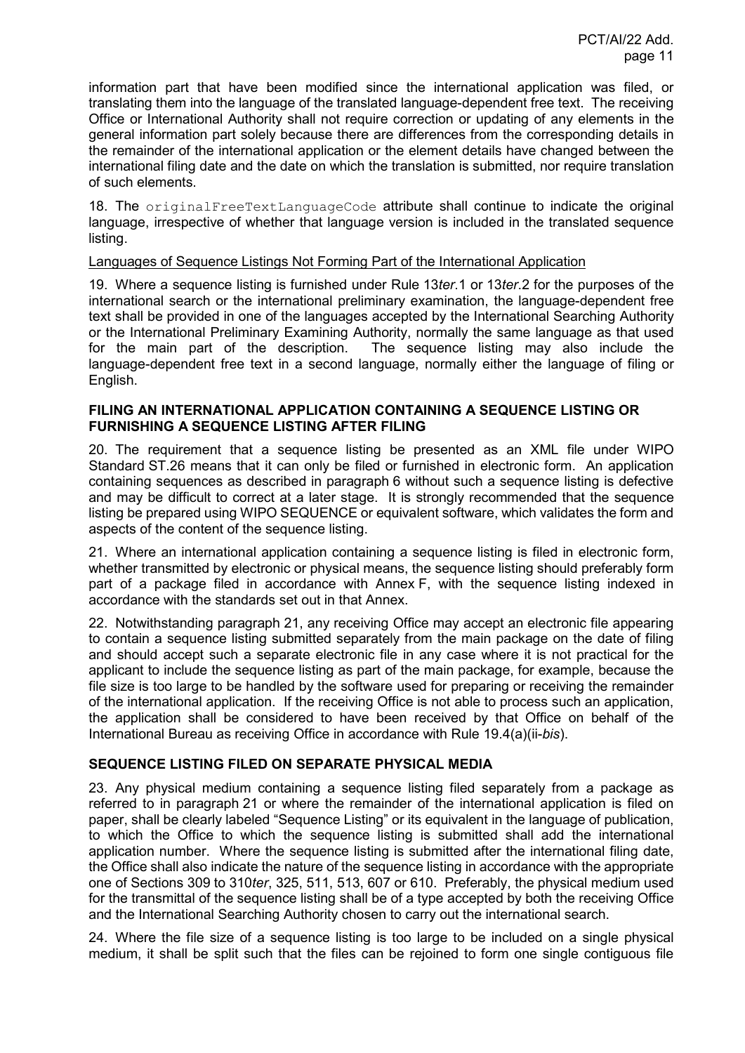information part that have been modified since the international application was filed, or translating them into the language of the translated language-dependent free text. The receiving Office or International Authority shall not require correction or updating of any elements in the general information part solely because there are differences from the corresponding details in the remainder of the international application or the element details have changed between the international filing date and the date on which the translation is submitted, nor require translation of such elements.

18. The `originalFreeTextLanguageCode` attribute shall continue to indicate the original language, irrespective of whether that language version is included in the translated sequence listing.

<u>Languages of Sequence Listings Not Forming Part of the International Application</u>

19. Where a sequence listing is furnished under Rule 13*ter*.1 or 13*ter*.2 for the purposes of the international search or the international preliminary examination, the language-dependent free text shall be provided in one of the languages accepted by the International Searching Authority or the International Preliminary Examining Authority, normally the same language as that used for the main part of the description. The sequence listing may also include the language-dependent free text in a second language, normally either the language of filing or English.

**FILING AN INTERNATIONAL APPLICATION CONTAINING A SEQUENCE LISTING OR FURNISHING A SEQUENCE LISTING AFTER FILING**

20. The requirement that a sequence listing be presented as an XML file under WIPO Standard ST.26 means that it can only be filed or furnished in electronic form. An application containing sequences as described in paragraph 6 without such a sequence listing is defective and may be difficult to correct at a later stage. It is strongly recommended that the sequence listing be prepared using WIPO SEQUENCE or equivalent software, which validates the form and aspects of the content of the sequence listing.

21. Where an international application containing a sequence listing is filed in electronic form, whether transmitted by electronic or physical means, the sequence listing should preferably form part of a package filed in accordance with Annex F, with the sequence listing indexed in accordance with the standards set out in that Annex.

22. Notwithstanding paragraph 21, any receiving Office may accept an electronic file appearing to contain a sequence listing submitted separately from the main package on the date of filing and should accept such a separate electronic file in any case where it is not practical for the applicant to include the sequence listing as part of the main package, for example, because the file size is too large to be handled by the software used for preparing or receiving the remainder of the international application. If the receiving Office is not able to process such an application, the application shall be considered to have been received by that Office on behalf of the International Bureau as receiving Office in accordance with Rule 19.4(a)(ii-*bis*).

**SEQUENCE LISTING FILED ON SEPARATE PHYSICAL MEDIA**

23. Any physical medium containing a sequence listing filed separately from a package as referred to in paragraph 21 or where the remainder of the international application is filed on paper, shall be clearly labeled "Sequence Listing" or its equivalent in the language of publication, to which the Office to which the sequence listing is submitted shall add the international application number. Where the sequence listing is submitted after the international filing date, the Office shall also indicate the nature of the sequence listing in accordance with the appropriate one of Sections 309 to 310*ter*, 325, 511, 513, 607 or 610. Preferably, the physical medium used for the transmittal of the sequence listing shall be of a type accepted by both the receiving Office and the International Searching Authority chosen to carry out the international search.

24. Where the file size of a sequence listing is too large to be included on a single physical medium, it shall be split such that the files can be rejoined to form one single contiguous file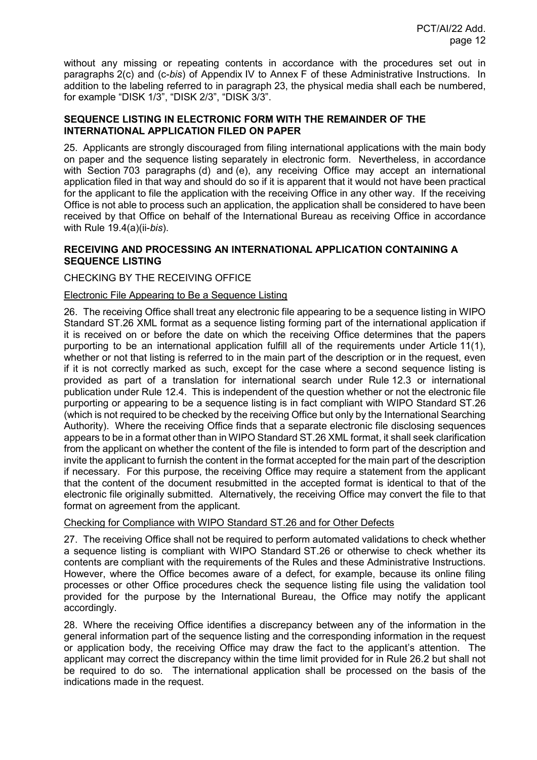without any missing or repeating contents in accordance with the procedures set out in paragraphs 2(c) and (c-*bis*) of Appendix IV to Annex F of these Administrative Instructions. In addition to the labeling referred to in paragraph 23, the physical media shall each be numbered, for example "DISK 1/3", "DISK 2/3", "DISK 3/3".

## SEQUENCE LISTING IN ELECTRONIC FORM WITH THE REMAINDER OF THE INTERNATIONAL APPLICATION FILED ON PAPER

25. Applicants are strongly discouraged from filing international applications with the main body on paper and the sequence listing separately in electronic form. Nevertheless, in accordance with Section 703 paragraphs (d) and (e), any receiving Office may accept an international application filed in that way and should do so if it is apparent that it would not have been practical for the applicant to file the application with the receiving Office in any other way. If the receiving Office is not able to process such an application, the application shall be considered to have been received by that Office on behalf of the International Bureau as receiving Office in accordance with Rule 19.4(a)(ii-*bis*).

## RECEIVING AND PROCESSING AN INTERNATIONAL APPLICATION CONTAINING A SEQUENCE LISTING

### CHECKING BY THE RECEIVING OFFICE

#### Electronic File Appearing to Be a Sequence Listing

26. The receiving Office shall treat any electronic file appearing to be a sequence listing in WIPO Standard ST.26 XML format as a sequence listing forming part of the international application if it is received on or before the date on which the receiving Office determines that the papers purporting to be an international application fulfill all of the requirements under Article 11(1), whether or not that listing is referred to in the main part of the description or in the request, even if it is not correctly marked as such, except for the case where a second sequence listing is provided as part of a translation for international search under Rule 12.3 or international publication under Rule 12.4. This is independent of the question whether or not the electronic file purporting or appearing to be a sequence listing is in fact compliant with WIPO Standard ST.26 (which is not required to be checked by the receiving Office but only by the International Searching Authority). Where the receiving Office finds that a separate electronic file disclosing sequences appears to be in a format other than in WIPO Standard ST.26 XML format, it shall seek clarification from the applicant on whether the content of the file is intended to form part of the description and invite the applicant to furnish the content in the format accepted for the main part of the description if necessary. For this purpose, the receiving Office may require a statement from the applicant that the content of the document resubmitted in the accepted format is identical to that of the electronic file originally submitted. Alternatively, the receiving Office may convert the file to that format on agreement from the applicant.

#### Checking for Compliance with WIPO Standard ST.26 and for Other Defects

27. The receiving Office shall not be required to perform automated validations to check whether a sequence listing is compliant with WIPO Standard ST.26 or otherwise to check whether its contents are compliant with the requirements of the Rules and these Administrative Instructions. However, where the Office becomes aware of a defect, for example, because its online filing processes or other Office procedures check the sequence listing file using the validation tool provided for the purpose by the International Bureau, the Office may notify the applicant accordingly.

28. Where the receiving Office identifies a discrepancy between any of the information in the general information part of the sequence listing and the corresponding information in the request or application body, the receiving Office may draw the fact to the applicant's attention. The applicant may correct the discrepancy within the time limit provided for in Rule 26.2 but shall not be required to do so. The international application shall be processed on the basis of the indications made in the request.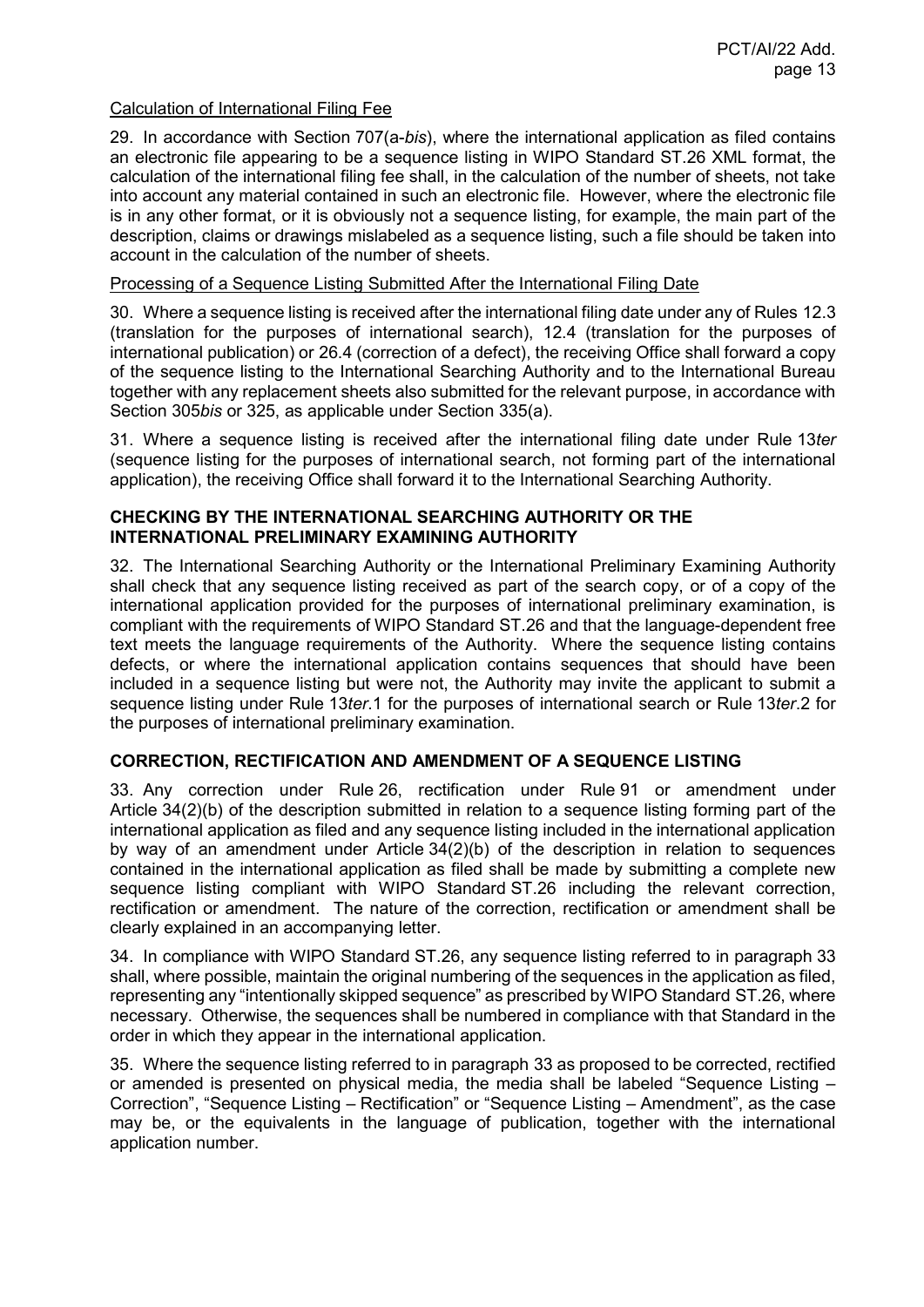Calculation of International Filing Fee

29. In accordance with Section 707(a-*bis*), where the international application as filed contains an electronic file appearing to be a sequence listing in WIPO Standard ST.26 XML format, the calculation of the international filing fee shall, in the calculation of the number of sheets, not take into account any material contained in such an electronic file. However, where the electronic file is in any other format, or it is obviously not a sequence listing, for example, the main part of the description, claims or drawings mislabeled as a sequence listing, such a file should be taken into account in the calculation of the number of sheets.

Processing of a Sequence Listing Submitted After the International Filing Date

30. Where a sequence listing is received after the international filing date under any of Rules 12.3 (translation for the purposes of international search), 12.4 (translation for the purposes of international publication) or 26.4 (correction of a defect), the receiving Office shall forward a copy of the sequence listing to the International Searching Authority and to the International Bureau together with any replacement sheets also submitted for the relevant purpose, in accordance with Section 305*bis* or 325, as applicable under Section 335(a).

31. Where a sequence listing is received after the international filing date under Rule 13*ter* (sequence listing for the purposes of international search, not forming part of the international application), the receiving Office shall forward it to the International Searching Authority.

## CHECKING BY THE INTERNATIONAL SEARCHING AUTHORITY OR THE INTERNATIONAL PRELIMINARY EXAMINING AUTHORITY

32. The International Searching Authority or the International Preliminary Examining Authority shall check that any sequence listing received as part of the search copy, or of a copy of the international application provided for the purposes of international preliminary examination, is compliant with the requirements of WIPO Standard ST.26 and that the language-dependent free text meets the language requirements of the Authority. Where the sequence listing contains defects, or where the international application contains sequences that should have been included in a sequence listing but were not, the Authority may invite the applicant to submit a sequence listing under Rule 13*ter*.1 for the purposes of international search or Rule 13*ter*.2 for the purposes of international preliminary examination.

## CORRECTION, RECTIFICATION AND AMENDMENT OF A SEQUENCE LISTING

33. Any correction under Rule 26, rectification under Rule 91 or amendment under Article 34(2)(b) of the description submitted in relation to a sequence listing forming part of the international application as filed and any sequence listing included in the international application by way of an amendment under Article 34(2)(b) of the description in relation to sequences contained in the international application as filed shall be made by submitting a complete new sequence listing compliant with WIPO Standard ST.26 including the relevant correction, rectification or amendment. The nature of the correction, rectification or amendment shall be clearly explained in an accompanying letter.

34. In compliance with WIPO Standard ST.26, any sequence listing referred to in paragraph 33 shall, where possible, maintain the original numbering of the sequences in the application as filed, representing any "intentionally skipped sequence" as prescribed by WIPO Standard ST.26, where necessary. Otherwise, the sequences shall be numbered in compliance with that Standard in the order in which they appear in the international application.

35. Where the sequence listing referred to in paragraph 33 as proposed to be corrected, rectified or amended is presented on physical media, the media shall be labeled "Sequence Listing – Correction", "Sequence Listing – Rectification" or "Sequence Listing – Amendment", as the case may be, or the equivalents in the language of publication, together with the international application number.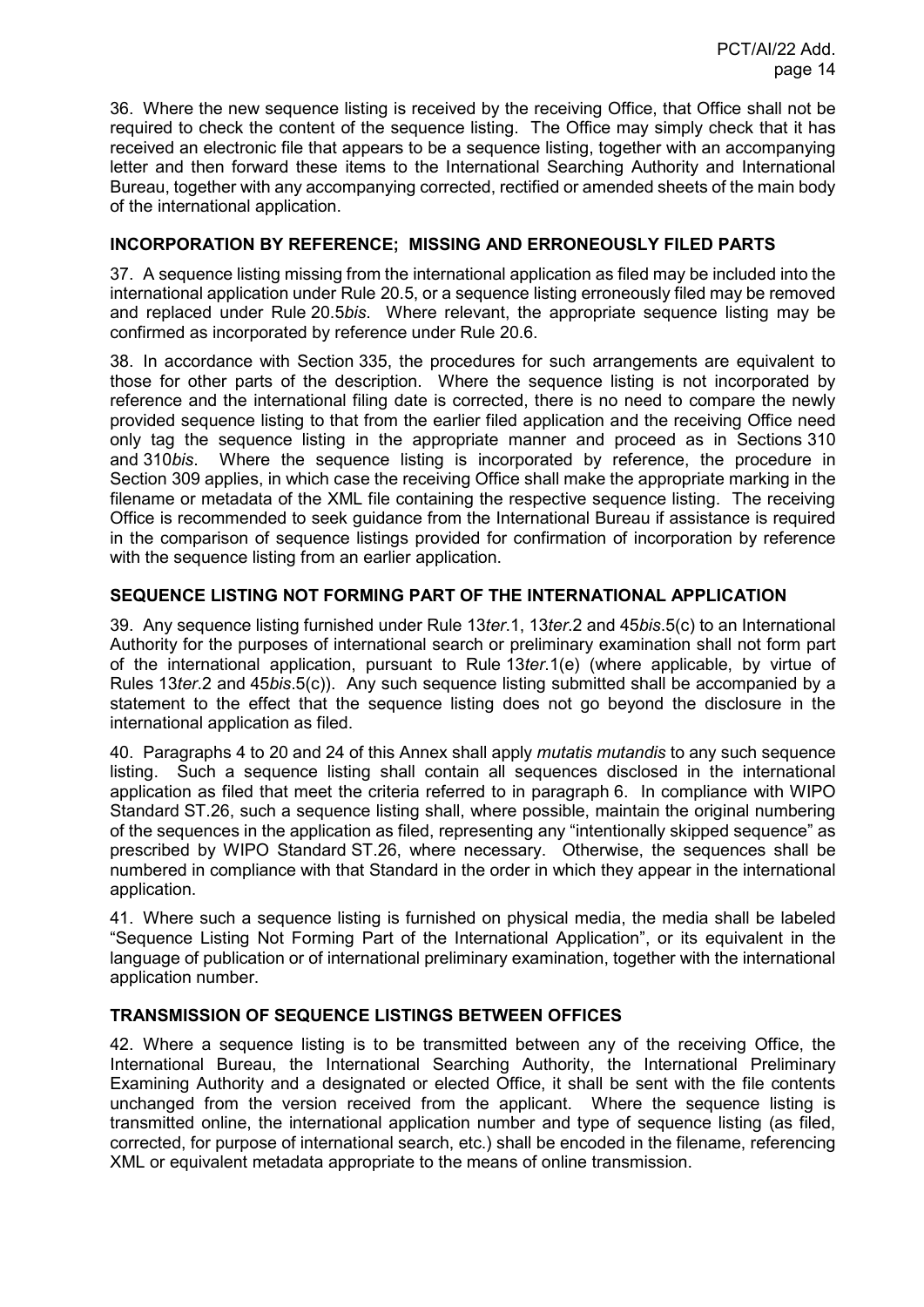36. Where the new sequence listing is received by the receiving Office, that Office shall not be required to check the content of the sequence listing. The Office may simply check that it has received an electronic file that appears to be a sequence listing, together with an accompanying letter and then forward these items to the International Searching Authority and International Bureau, together with any accompanying corrected, rectified or amended sheets of the main body of the international application.

## INCORPORATION BY REFERENCE; MISSING AND ERRONEOUSLY FILED PARTS

37. A sequence listing missing from the international application as filed may be included into the international application under Rule 20.5, or a sequence listing erroneously filed may be removed and replaced under Rule 20.5*bis*. Where relevant, the appropriate sequence listing may be confirmed as incorporated by reference under Rule 20.6.

38. In accordance with Section 335, the procedures for such arrangements are equivalent to those for other parts of the description. Where the sequence listing is not incorporated by reference and the international filing date is corrected, there is no need to compare the newly provided sequence listing to that from the earlier filed application and the receiving Office need only tag the sequence listing in the appropriate manner and proceed as in Sections 310 and 310*bis*. Where the sequence listing is incorporated by reference, the procedure in Section 309 applies, in which case the receiving Office shall make the appropriate marking in the filename or metadata of the XML file containing the respective sequence listing. The receiving Office is recommended to seek guidance from the International Bureau if assistance is required in the comparison of sequence listings provided for confirmation of incorporation by reference with the sequence listing from an earlier application.

## SEQUENCE LISTING NOT FORMING PART OF THE INTERNATIONAL APPLICATION

39. Any sequence listing furnished under Rule 13*ter*.1, 13*ter*.2 and 45*bis*.5(c) to an International Authority for the purposes of international search or preliminary examination shall not form part of the international application, pursuant to Rule 13*ter*.1(e) (where applicable, by virtue of Rules 13*ter*.2 and 45*bis*.5(c)). Any such sequence listing submitted shall be accompanied by a statement to the effect that the sequence listing does not go beyond the disclosure in the international application as filed.

40. Paragraphs 4 to 20 and 24 of this Annex shall apply *mutatis mutandis* to any such sequence listing. Such a sequence listing shall contain all sequences disclosed in the international application as filed that meet the criteria referred to in paragraph 6. In compliance with WIPO Standard ST.26, such a sequence listing shall, where possible, maintain the original numbering of the sequences in the application as filed, representing any "intentionally skipped sequence" as prescribed by WIPO Standard ST.26, where necessary. Otherwise, the sequences shall be numbered in compliance with that Standard in the order in which they appear in the international application.

41. Where such a sequence listing is furnished on physical media, the media shall be labeled "Sequence Listing Not Forming Part of the International Application", or its equivalent in the language of publication or of international preliminary examination, together with the international application number.

## TRANSMISSION OF SEQUENCE LISTINGS BETWEEN OFFICES

42. Where a sequence listing is to be transmitted between any of the receiving Office, the International Bureau, the International Searching Authority, the International Preliminary Examining Authority and a designated or elected Office, it shall be sent with the file contents unchanged from the version received from the applicant. Where the sequence listing is transmitted online, the international application number and type of sequence listing (as filed, corrected, for purpose of international search, etc.) shall be encoded in the filename, referencing XML or equivalent metadata appropriate to the means of online transmission.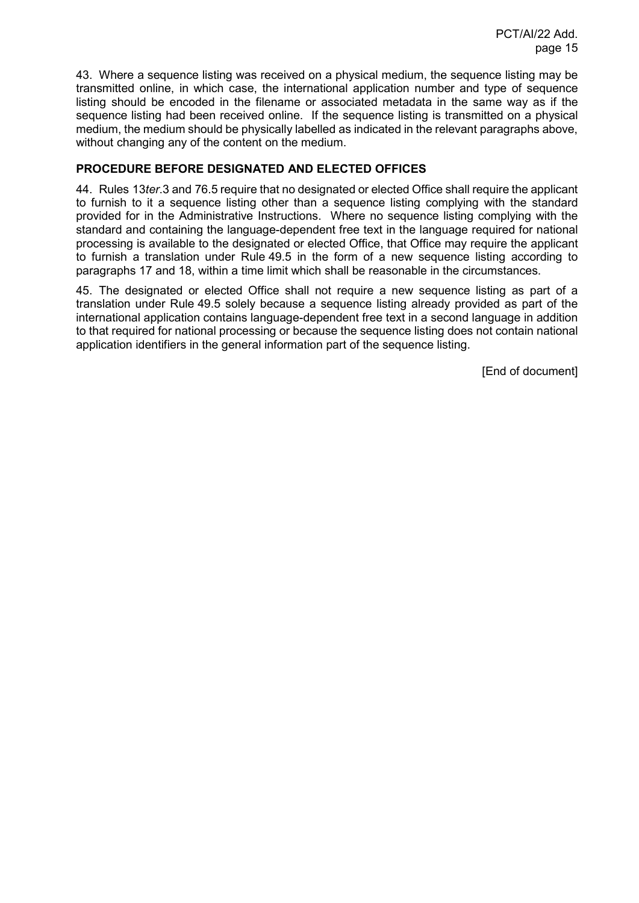43. Where a sequence listing was received on a physical medium, the sequence listing may be transmitted online, in which case, the international application number and type of sequence listing should be encoded in the filename or associated metadata in the same way as if the sequence listing had been received online. If the sequence listing is transmitted on a physical medium, the medium should be physically labelled as indicated in the relevant paragraphs above, without changing any of the content on the medium.

## PROCEDURE BEFORE DESIGNATED AND ELECTED OFFICES

44. Rules 13*ter*.3 and 76.5 require that no designated or elected Office shall require the applicant to furnish to it a sequence listing other than a sequence listing complying with the standard provided for in the Administrative Instructions. Where no sequence listing complying with the standard and containing the language-dependent free text in the language required for national processing is available to the designated or elected Office, that Office may require the applicant to furnish a translation under Rule 49.5 in the form of a new sequence listing according to paragraphs 17 and 18, within a time limit which shall be reasonable in the circumstances.

45. The designated or elected Office shall not require a new sequence listing as part of a translation under Rule 49.5 solely because a sequence listing already provided as part of the international application contains language-dependent free text in a second language in addition to that required for national processing or because the sequence listing does not contain national application identifiers in the general information part of the sequence listing.

[End of document]